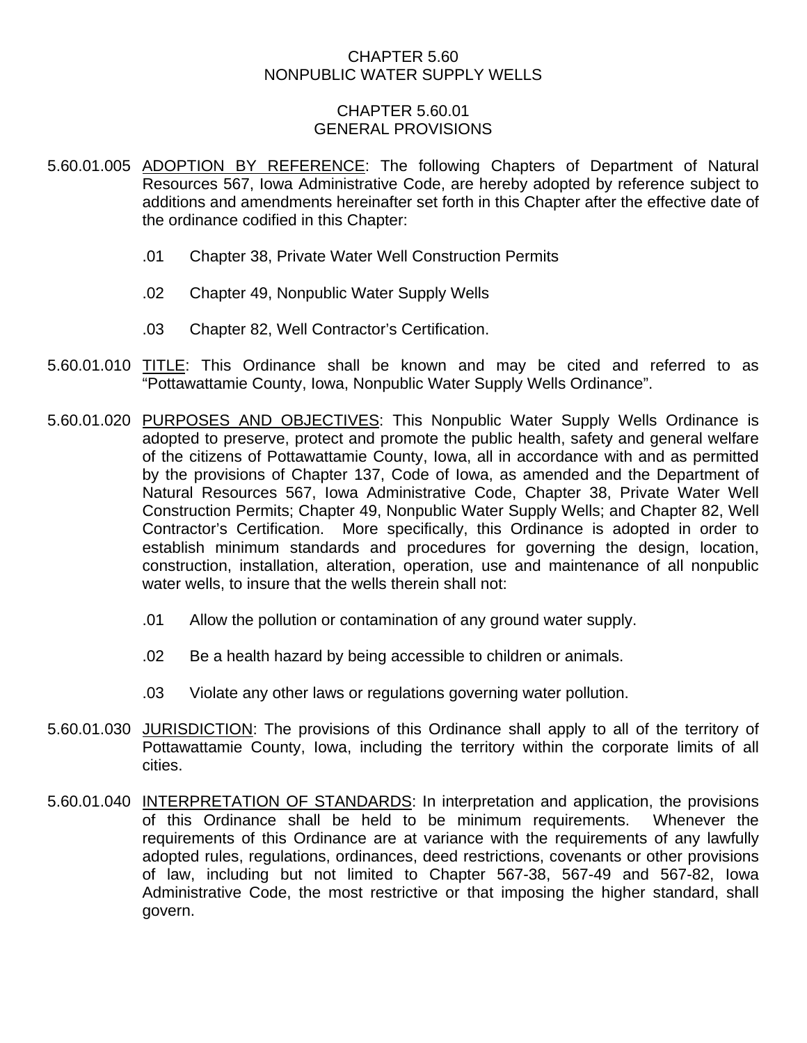# CHAPTER 5.60
# NONPUBLIC WATER SUPPLY WELLS

## CHAPTER 5.60.01
## GENERAL PROVISIONS

5.60.01.005 ADOPTION BY REFERENCE: The following Chapters of Department of Natural Resources 567, Iowa Administrative Code, are hereby adopted by reference subject to additions and amendments hereinafter set forth in this Chapter after the effective date of the ordinance codified in this Chapter:

.01 Chapter 38, Private Water Well Construction Permits

.02 Chapter 49, Nonpublic Water Supply Wells

.03 Chapter 82, Well Contractor's Certification.

5.60.01.010 TITLE: This Ordinance shall be known and may be cited and referred to as "Pottawattamie County, Iowa, Nonpublic Water Supply Wells Ordinance".

5.60.01.020 PURPOSES AND OBJECTIVES: This Nonpublic Water Supply Wells Ordinance is adopted to preserve, protect and promote the public health, safety and general welfare of the citizens of Pottawattamie County, Iowa, all in accordance with and as permitted by the provisions of Chapter 137, Code of Iowa, as amended and the Department of Natural Resources 567, Iowa Administrative Code, Chapter 38, Private Water Well Construction Permits; Chapter 49, Nonpublic Water Supply Wells; and Chapter 82, Well Contractor's Certification. More specifically, this Ordinance is adopted in order to establish minimum standards and procedures for governing the design, location, construction, installation, alteration, operation, use and maintenance of all nonpublic water wells, to insure that the wells therein shall not:

.01 Allow the pollution or contamination of any ground water supply.

.02 Be a health hazard by being accessible to children or animals.

.03 Violate any other laws or regulations governing water pollution.

5.60.01.030 JURISDICTION: The provisions of this Ordinance shall apply to all of the territory of Pottawattamie County, Iowa, including the territory within the corporate limits of all cities.

5.60.01.040 INTERPRETATION OF STANDARDS: In interpretation and application, the provisions of this Ordinance shall be held to be minimum requirements. Whenever the requirements of this Ordinance are at variance with the requirements of any lawfully adopted rules, regulations, ordinances, deed restrictions, covenants or other provisions of law, including but not limited to Chapter 567-38, 567-49 and 567-82, Iowa Administrative Code, the most restrictive or that imposing the higher standard, shall govern.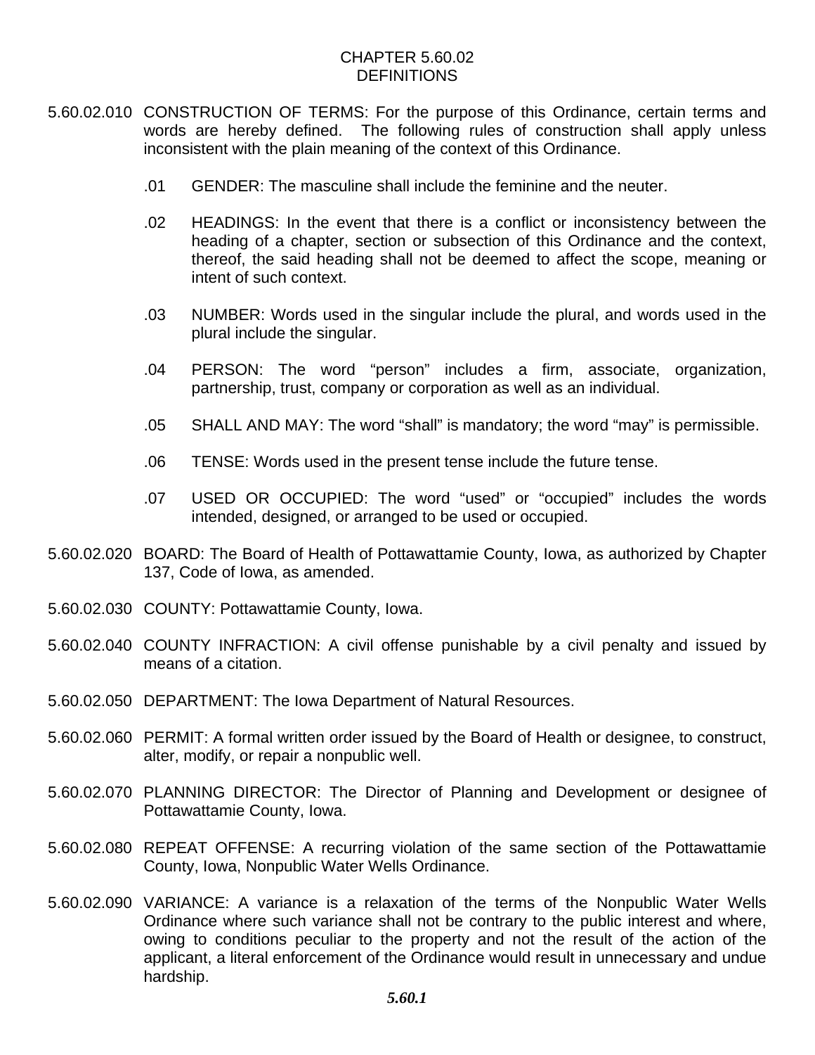# CHAPTER 5.60.02
# DEFINITIONS

5.60.02.010 CONSTRUCTION OF TERMS: For the purpose of this Ordinance, certain terms and words are hereby defined. The following rules of construction shall apply unless inconsistent with the plain meaning of the context of this Ordinance.

.01 GENDER: The masculine shall include the feminine and the neuter.

.02 HEADINGS: In the event that there is a conflict or inconsistency between the heading of a chapter, section or subsection of this Ordinance and the context, thereof, the said heading shall not be deemed to affect the scope, meaning or intent of such context.

.03 NUMBER: Words used in the singular include the plural, and words used in the plural include the singular.

.04 PERSON: The word "person" includes a firm, associate, organization, partnership, trust, company or corporation as well as an individual.

.05 SHALL AND MAY: The word "shall" is mandatory; the word "may" is permissible.

.06 TENSE: Words used in the present tense include the future tense.

.07 USED OR OCCUPIED: The word "used" or "occupied" includes the words intended, designed, or arranged to be used or occupied.

5.60.02.020 BOARD: The Board of Health of Pottawattamie County, Iowa, as authorized by Chapter 137, Code of Iowa, as amended.

5.60.02.030 COUNTY: Pottawattamie County, Iowa.

5.60.02.040 COUNTY INFRACTION: A civil offense punishable by a civil penalty and issued by means of a citation.

5.60.02.050 DEPARTMENT: The Iowa Department of Natural Resources.

5.60.02.060 PERMIT: A formal written order issued by the Board of Health or designee, to construct, alter, modify, or repair a nonpublic well.

5.60.02.070 PLANNING DIRECTOR: The Director of Planning and Development or designee of Pottawattamie County, Iowa.

5.60.02.080 REPEAT OFFENSE: A recurring violation of the same section of the Pottawattamie County, Iowa, Nonpublic Water Wells Ordinance.

5.60.02.090 VARIANCE: A variance is a relaxation of the terms of the Nonpublic Water Wells Ordinance where such variance shall not be contrary to the public interest and where, owing to conditions peculiar to the property and not the result of the action of the applicant, a literal enforcement of the Ordinance would result in unnecessary and undue hardship.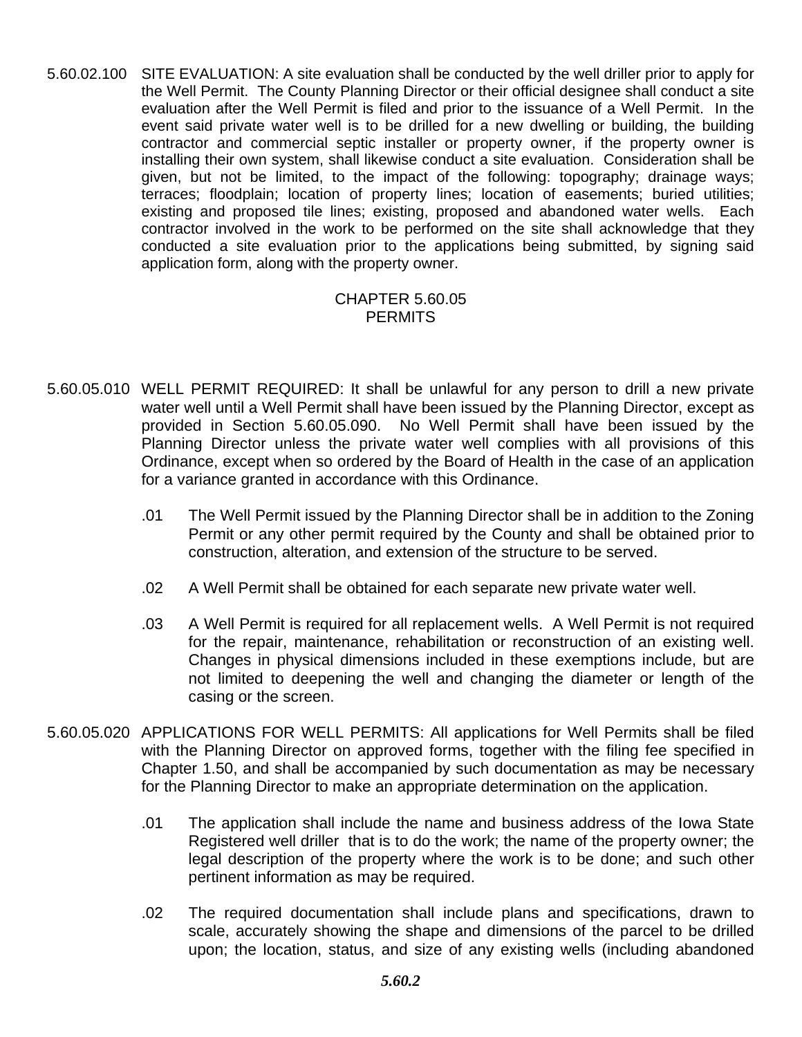5.60.02.100 SITE EVALUATION: A site evaluation shall be conducted by the well driller prior to apply for the Well Permit. The County Planning Director or their official designee shall conduct a site evaluation after the Well Permit is filed and prior to the issuance of a Well Permit. In the event said private water well is to be drilled for a new dwelling or building, the building contractor and commercial septic installer or property owner, if the property owner is installing their own system, shall likewise conduct a site evaluation. Consideration shall be given, but not be limited, to the impact of the following: topography; drainage ways; terraces; floodplain; location of property lines; location of easements; buried utilities; existing and proposed tile lines; existing, proposed and abandoned water wells. Each contractor involved in the work to be performed on the site shall acknowledge that they conducted a site evaluation prior to the applications being submitted, by signing said application form, along with the property owner.

## CHAPTER 5.60.05
## PERMITS

5.60.05.010 WELL PERMIT REQUIRED: It shall be unlawful for any person to drill a new private water well until a Well Permit shall have been issued by the Planning Director, except as provided in Section 5.60.05.090. No Well Permit shall have been issued by the Planning Director unless the private water well complies with all provisions of this Ordinance, except when so ordered by the Board of Health in the case of an application for a variance granted in accordance with this Ordinance.

.01 The Well Permit issued by the Planning Director shall be in addition to the Zoning Permit or any other permit required by the County and shall be obtained prior to construction, alteration, and extension of the structure to be served.

.02 A Well Permit shall be obtained for each separate new private water well.

.03 A Well Permit is required for all replacement wells. A Well Permit is not required for the repair, maintenance, rehabilitation or reconstruction of an existing well. Changes in physical dimensions included in these exemptions include, but are not limited to deepening the well and changing the diameter or length of the casing or the screen.

5.60.05.020 APPLICATIONS FOR WELL PERMITS: All applications for Well Permits shall be filed with the Planning Director on approved forms, together with the filing fee specified in Chapter 1.50, and shall be accompanied by such documentation as may be necessary for the Planning Director to make an appropriate determination on the application.

.01 The application shall include the name and business address of the Iowa State Registered well driller that is to do the work; the name of the property owner; the legal description of the property where the work is to be done; and such other pertinent information as may be required.

.02 The required documentation shall include plans and specifications, drawn to scale, accurately showing the shape and dimensions of the parcel to be drilled upon; the location, status, and size of any existing wells (including abandoned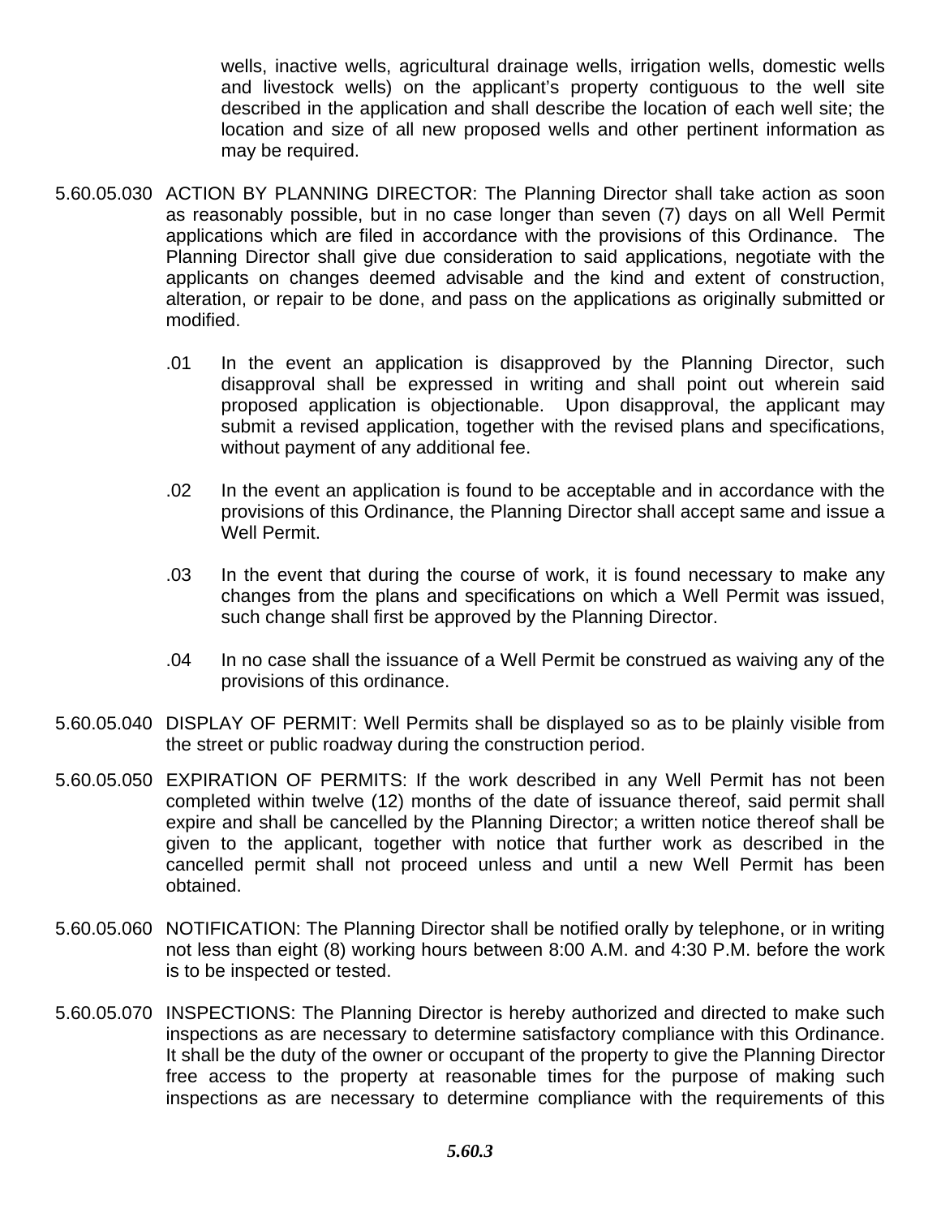wells, inactive wells, agricultural drainage wells, irrigation wells, domestic wells and livestock wells) on the applicant's property contiguous to the well site described in the application and shall describe the location of each well site; the location and size of all new proposed wells and other pertinent information as may be required.

5.60.05.030 ACTION BY PLANNING DIRECTOR: The Planning Director shall take action as soon as reasonably possible, but in no case longer than seven (7) days on all Well Permit applications which are filed in accordance with the provisions of this Ordinance. The Planning Director shall give due consideration to said applications, negotiate with the applicants on changes deemed advisable and the kind and extent of construction, alteration, or repair to be done, and pass on the applications as originally submitted or modified.

.01 In the event an application is disapproved by the Planning Director, such disapproval shall be expressed in writing and shall point out wherein said proposed application is objectionable. Upon disapproval, the applicant may submit a revised application, together with the revised plans and specifications, without payment of any additional fee.

.02 In the event an application is found to be acceptable and in accordance with the provisions of this Ordinance, the Planning Director shall accept same and issue a Well Permit.

.03 In the event that during the course of work, it is found necessary to make any changes from the plans and specifications on which a Well Permit was issued, such change shall first be approved by the Planning Director.

.04 In no case shall the issuance of a Well Permit be construed as waiving any of the provisions of this ordinance.

5.60.05.040 DISPLAY OF PERMIT: Well Permits shall be displayed so as to be plainly visible from the street or public roadway during the construction period.

5.60.05.050 EXPIRATION OF PERMITS: If the work described in any Well Permit has not been completed within twelve (12) months of the date of issuance thereof, said permit shall expire and shall be cancelled by the Planning Director; a written notice thereof shall be given to the applicant, together with notice that further work as described in the cancelled permit shall not proceed unless and until a new Well Permit has been obtained.

5.60.05.060 NOTIFICATION: The Planning Director shall be notified orally by telephone, or in writing not less than eight (8) working hours between 8:00 A.M. and 4:30 P.M. before the work is to be inspected or tested.

5.60.05.070 INSPECTIONS: The Planning Director is hereby authorized and directed to make such inspections as are necessary to determine satisfactory compliance with this Ordinance. It shall be the duty of the owner or occupant of the property to give the Planning Director free access to the property at reasonable times for the purpose of making such inspections as are necessary to determine compliance with the requirements of this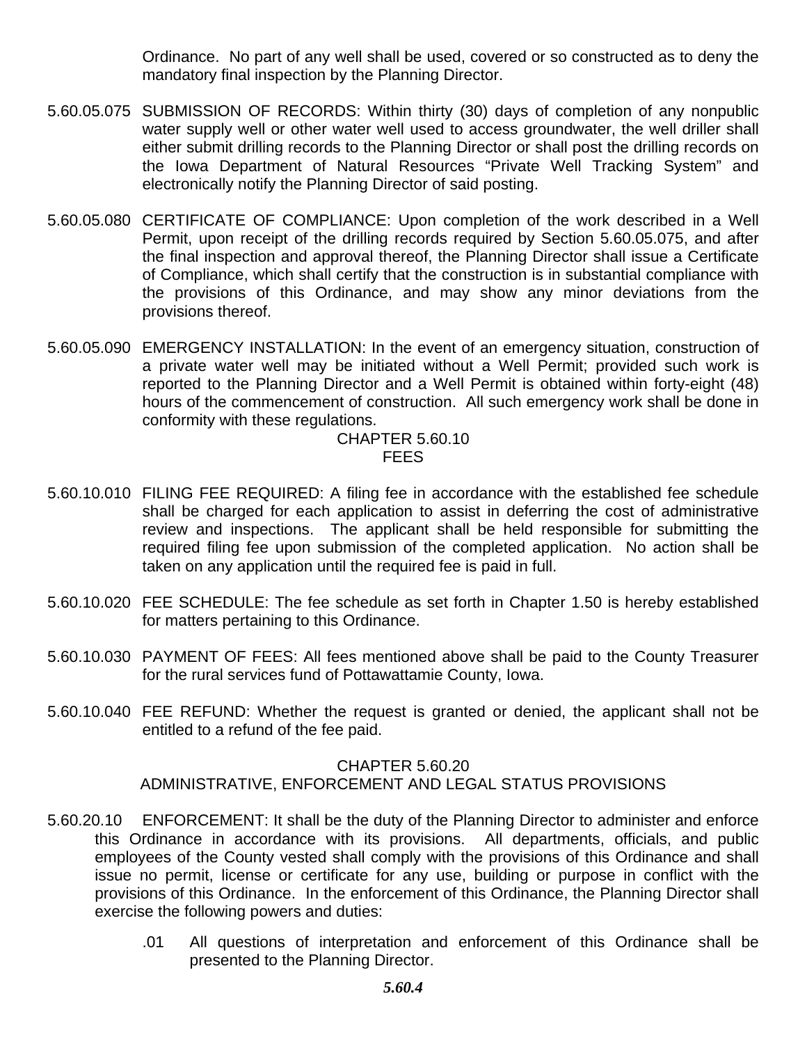Ordinance. No part of any well shall be used, covered or so constructed as to deny the mandatory final inspection by the Planning Director.

5.60.05.075 SUBMISSION OF RECORDS: Within thirty (30) days of completion of any nonpublic water supply well or other water well used to access groundwater, the well driller shall either submit drilling records to the Planning Director or shall post the drilling records on the Iowa Department of Natural Resources "Private Well Tracking System" and electronically notify the Planning Director of said posting.

5.60.05.080 CERTIFICATE OF COMPLIANCE: Upon completion of the work described in a Well Permit, upon receipt of the drilling records required by Section 5.60.05.075, and after the final inspection and approval thereof, the Planning Director shall issue a Certificate of Compliance, which shall certify that the construction is in substantial compliance with the provisions of this Ordinance, and may show any minor deviations from the provisions thereof.

5.60.05.090 EMERGENCY INSTALLATION: In the event of an emergency situation, construction of a private water well may be initiated without a Well Permit; provided such work is reported to the Planning Director and a Well Permit is obtained within forty-eight (48) hours of the commencement of construction. All such emergency work shall be done in conformity with these regulations.

## CHAPTER 5.60.10
## FEES

5.60.10.010 FILING FEE REQUIRED: A filing fee in accordance with the established fee schedule shall be charged for each application to assist in deferring the cost of administrative review and inspections. The applicant shall be held responsible for submitting the required filing fee upon submission of the completed application. No action shall be taken on any application until the required fee is paid in full.

5.60.10.020 FEE SCHEDULE: The fee schedule as set forth in Chapter 1.50 is hereby established for matters pertaining to this Ordinance.

5.60.10.030 PAYMENT OF FEES: All fees mentioned above shall be paid to the County Treasurer for the rural services fund of Pottawattamie County, Iowa.

5.60.10.040 FEE REFUND: Whether the request is granted or denied, the applicant shall not be entitled to a refund of the fee paid.

## CHAPTER 5.60.20
## ADMINISTRATIVE, ENFORCEMENT AND LEGAL STATUS PROVISIONS

5.60.20.10 ENFORCEMENT: It shall be the duty of the Planning Director to administer and enforce this Ordinance in accordance with its provisions. All departments, officials, and public employees of the County vested shall comply with the provisions of this Ordinance and shall issue no permit, license or certificate for any use, building or purpose in conflict with the provisions of this Ordinance. In the enforcement of this Ordinance, the Planning Director shall exercise the following powers and duties:

.01 All questions of interpretation and enforcement of this Ordinance shall be presented to the Planning Director.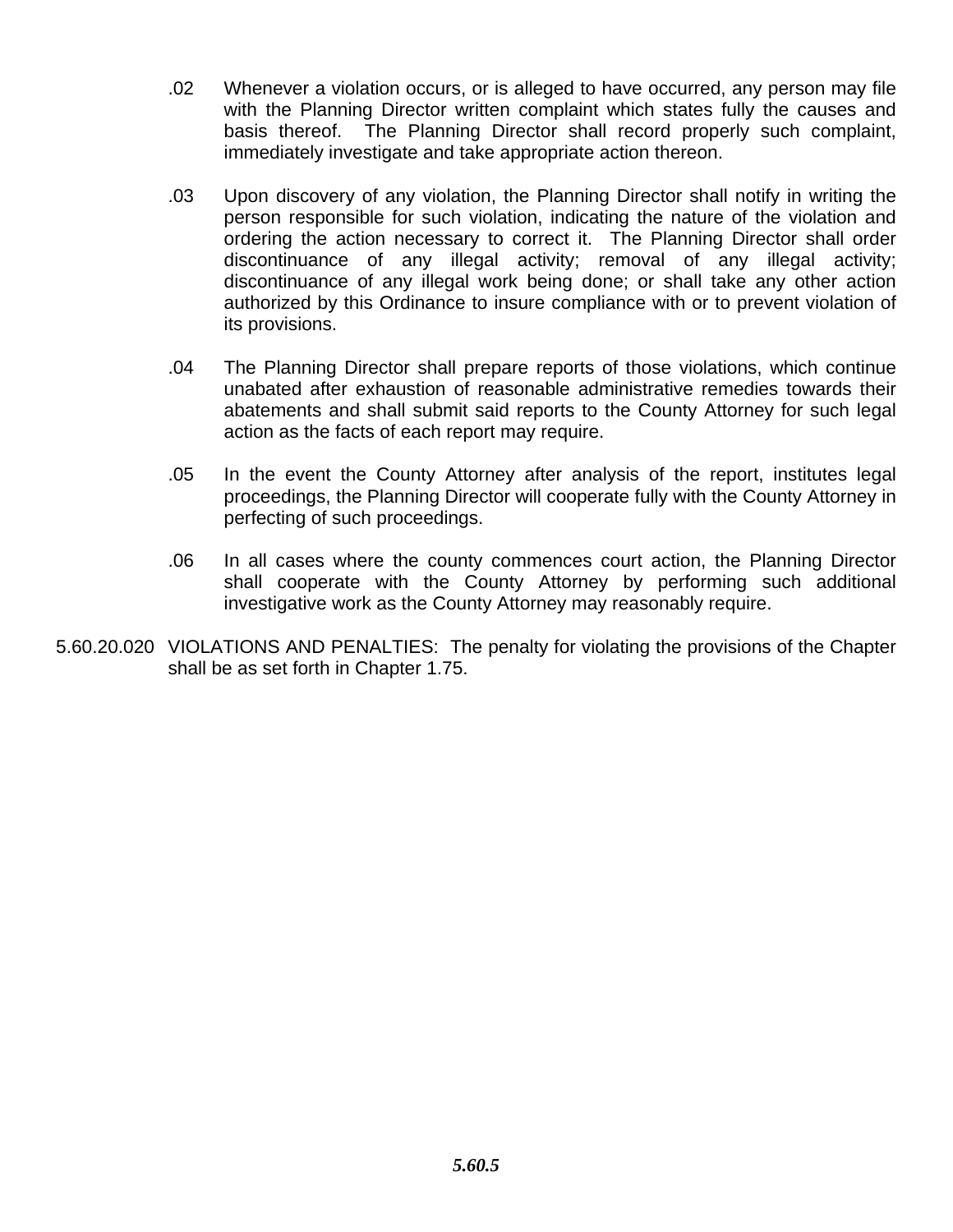.02 Whenever a violation occurs, or is alleged to have occurred, any person may file with the Planning Director written complaint which states fully the causes and basis thereof. The Planning Director shall record properly such complaint, immediately investigate and take appropriate action thereon.

.03 Upon discovery of any violation, the Planning Director shall notify in writing the person responsible for such violation, indicating the nature of the violation and ordering the action necessary to correct it. The Planning Director shall order discontinuance of any illegal activity; removal of any illegal activity; discontinuance of any illegal work being done; or shall take any other action authorized by this Ordinance to insure compliance with or to prevent violation of its provisions.

.04 The Planning Director shall prepare reports of those violations, which continue unabated after exhaustion of reasonable administrative remedies towards their abatements and shall submit said reports to the County Attorney for such legal action as the facts of each report may require.

.05 In the event the County Attorney after analysis of the report, institutes legal proceedings, the Planning Director will cooperate fully with the County Attorney in perfecting of such proceedings.

.06 In all cases where the county commences court action, the Planning Director shall cooperate with the County Attorney by performing such additional investigative work as the County Attorney may reasonably require.

5.60.20.020 VIOLATIONS AND PENALTIES: The penalty for violating the provisions of the Chapter shall be as set forth in Chapter 1.75.